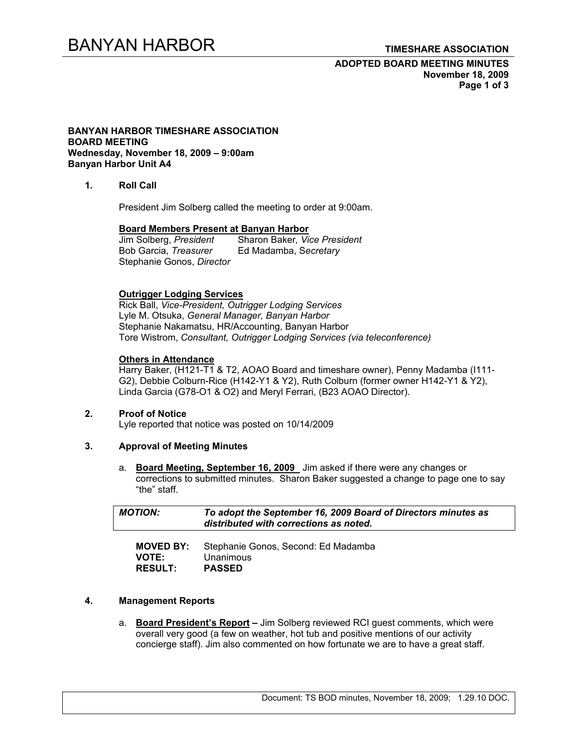**BANYAN HARBOR TIMESHARE ASSOCIATION**
**BOARD MEETING**
**Wednesday, November 18, 2009 – 9:00am**
**Banyan Harbor Unit A4**

## 1. Roll Call

President Jim Solberg called the meeting to order at 9:00am.

**Board Members Present at Banyan Harbor**

Jim Solberg, *President*
Sharon Baker, *Vice President*
Bob Garcia, *Treasurer*
Ed Madamba, S*ecretary*
Stephanie Gonos, *Director*

**Outrigger Lodging Services**

Rick Ball, *Vice-President, Outrigger Lodging Services*
Lyle M. Otsuka, *General Manager, Banyan Harbor*
Stephanie Nakamatsu, HR/Accounting, Banyan Harbor
Tore Wistrom, *Consultant, Outrigger Lodging Services (via teleconference)*

**Others in Attendance**

Harry Baker, (H121-T1 & T2, AOAO Board and timeshare owner), Penny Madamba (I111-G2), Debbie Colburn-Rice (H142-Y1 & Y2), Ruth Colburn (former owner H142-Y1 & Y2), Linda Garcia (G78-O1 & O2) and Meryl Ferrari, (B23 AOAO Director).

## 2. Proof of Notice

Lyle reported that notice was posted on 10/14/2009

## 3. Approval of Meeting Minutes

a. **Board Meeting, September 16, 2009** Jim asked if there were any changes or corrections to submitted minutes. Sharon Baker suggested a change to page one to say "the" staff.

| | |
|---|---|
| ***MOTION:*** | ***To adopt the September 16, 2009 Board of Directors minutes as distributed with corrections as noted.*** |

**MOVED BY:** Stephanie Gonos, Second: Ed Madamba
**VOTE:** Unanimous
**RESULT:** **PASSED**

## 4. Management Reports

a. **Board President's Report –** Jim Solberg reviewed RCI guest comments, which were overall very good (a few on weather, hot tub and positive mentions of our activity concierge staff). Jim also commented on how fortunate we are to have a great staff.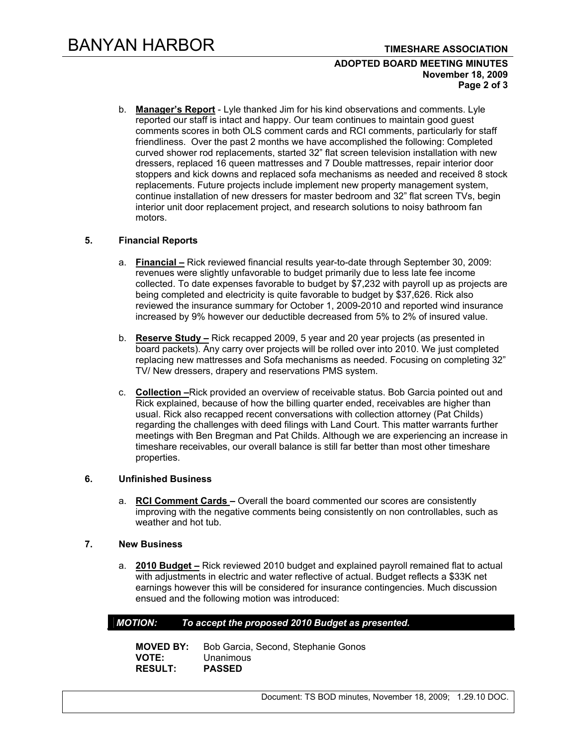b. **Manager's Report** - Lyle thanked Jim for his kind observations and comments. Lyle reported our staff is intact and happy. Our team continues to maintain good guest comments scores in both OLS comment cards and RCI comments, particularly for staff friendliness. Over the past 2 months we have accomplished the following: Completed curved shower rod replacements, started 32" flat screen television installation with new dressers, replaced 16 queen mattresses and 7 Double mattresses, repair interior door stoppers and kick downs and replaced sofa mechanisms as needed and received 8 stock replacements. Future projects include implement new property management system, continue installation of new dressers for master bedroom and 32" flat screen TVs, begin interior unit door replacement project, and research solutions to noisy bathroom fan motors.

## 5. Financial Reports

a. **Financial –** Rick reviewed financial results year-to-date through September 30, 2009: revenues were slightly unfavorable to budget primarily due to less late fee income collected. To date expenses favorable to budget by $7,232 with payroll up as projects are being completed and electricity is quite favorable to budget by $37,626. Rick also reviewed the insurance summary for October 1, 2009-2010 and reported wind insurance increased by 9% however our deductible decreased from 5% to 2% of insured value.

b. **Reserve Study –** Rick recapped 2009, 5 year and 20 year projects (as presented in board packets). Any carry over projects will be rolled over into 2010. We just completed replacing new mattresses and Sofa mechanisms as needed. Focusing on completing 32" TV/ New dressers, drapery and reservations PMS system.

c. **Collection –**Rick provided an overview of receivable status. Bob Garcia pointed out and Rick explained, because of how the billing quarter ended, receivables are higher than usual. Rick also recapped recent conversations with collection attorney (Pat Childs) regarding the challenges with deed filings with Land Court. This matter warrants further meetings with Ben Bregman and Pat Childs. Although we are experiencing an increase in timeshare receivables, our overall balance is still far better than most other timeshare properties.

## 6. Unfinished Business

a. **RCI Comment Cards –** Overall the board commented our scores are consistently improving with the negative comments being consistently on non controllables, such as weather and hot tub.

## 7. New Business

a. **2010 Budget –** Rick reviewed 2010 budget and explained payroll remained flat to actual with adjustments in electric and water reflective of actual. Budget reflects a $33K net earnings however this will be considered for insurance contingencies. Much discussion ensued and the following motion was introduced:

***MOTION: To accept the proposed 2010 Budget as presented.***

**MOVED BY:** Bob Garcia, Second, Stephanie Gonos
**VOTE:** Unanimous
**RESULT:** **PASSED**

Document: TS BOD minutes, November 18, 2009; 1.29.10 DOC.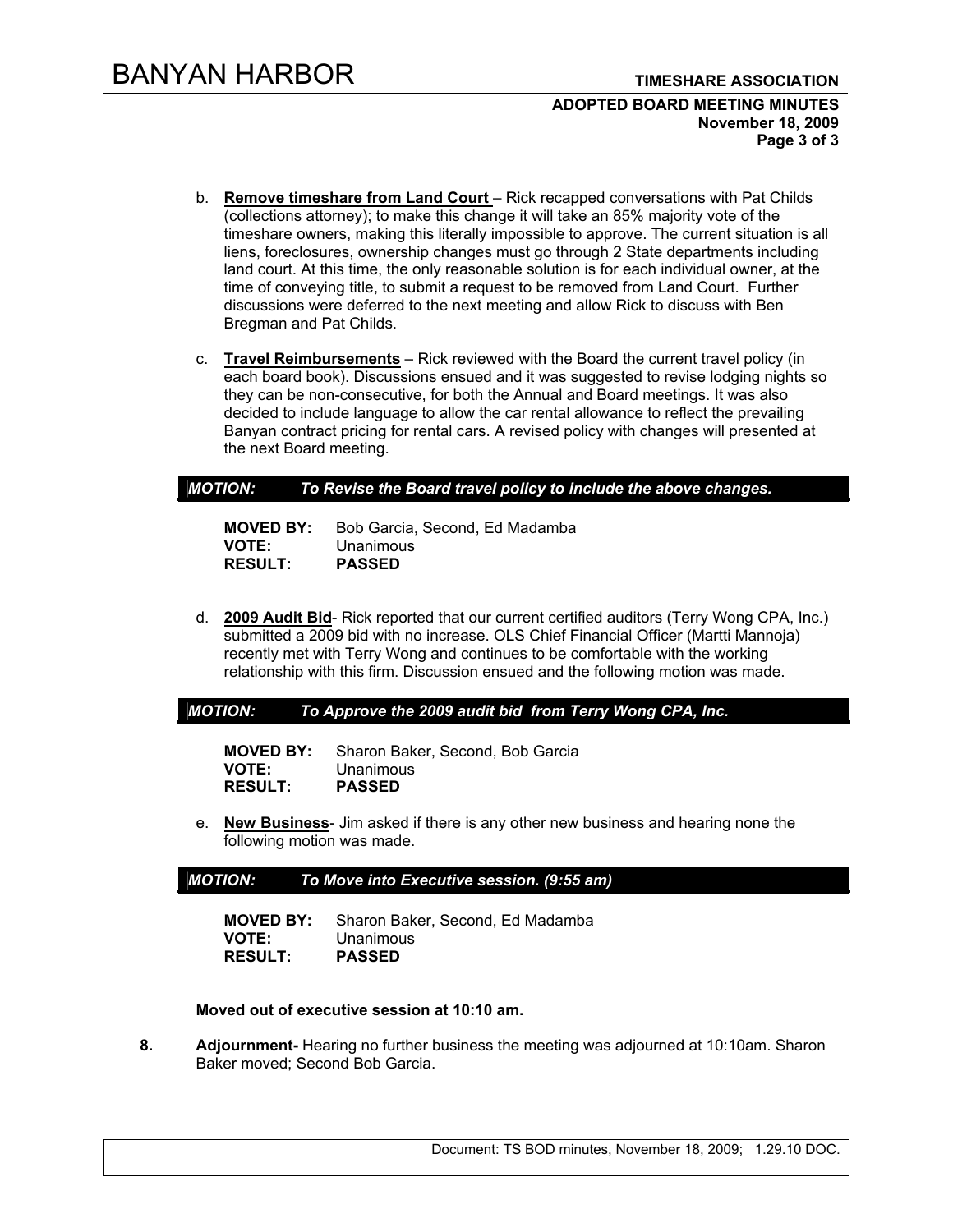b. **Remove timeshare from Land Court** – Rick recapped conversations with Pat Childs (collections attorney); to make this change it will take an 85% majority vote of the timeshare owners, making this literally impossible to approve. The current situation is all liens, foreclosures, ownership changes must go through 2 State departments including land court. At this time, the only reasonable solution is for each individual owner, at the time of conveying title, to submit a request to be removed from Land Court. Further discussions were deferred to the next meeting and allow Rick to discuss with Ben Bregman and Pat Childs.

c. **Travel Reimbursements** – Rick reviewed with the Board the current travel policy (in each board book). Discussions ensued and it was suggested to revise lodging nights so they can be non-consecutive, for both the Annual and Board meetings. It was also decided to include language to allow the car rental allowance to reflect the prevailing Banyan contract pricing for rental cars. A revised policy with changes will presented at the next Board meeting.

***MOTION: To Revise the Board travel policy to include the above changes.***

**MOVED BY:** Bob Garcia, Second, Ed Madamba
**VOTE:** Unanimous
**RESULT:** **PASSED**

d. **2009 Audit Bid**- Rick reported that our current certified auditors (Terry Wong CPA, Inc.) submitted a 2009 bid with no increase. OLS Chief Financial Officer (Martti Mannoja) recently met with Terry Wong and continues to be comfortable with the working relationship with this firm. Discussion ensued and the following motion was made.

***MOTION: To Approve the 2009 audit bid from Terry Wong CPA, Inc.***

**MOVED BY:** Sharon Baker, Second, Bob Garcia
**VOTE:** Unanimous
**RESULT:** **PASSED**

e. **New Business**- Jim asked if there is any other new business and hearing none the following motion was made.

***MOTION: To Move into Executive session. (9:55 am)***

**MOVED BY:** Sharon Baker, Second, Ed Madamba
**VOTE:** Unanimous
**RESULT:** **PASSED**

**Moved out of executive session at 10:10 am.**

**8. Adjournment-** Hearing no further business the meeting was adjourned at 10:10am. Sharon Baker moved; Second Bob Garcia.

Document: TS BOD minutes, November 18, 2009; 1.29.10 DOC.